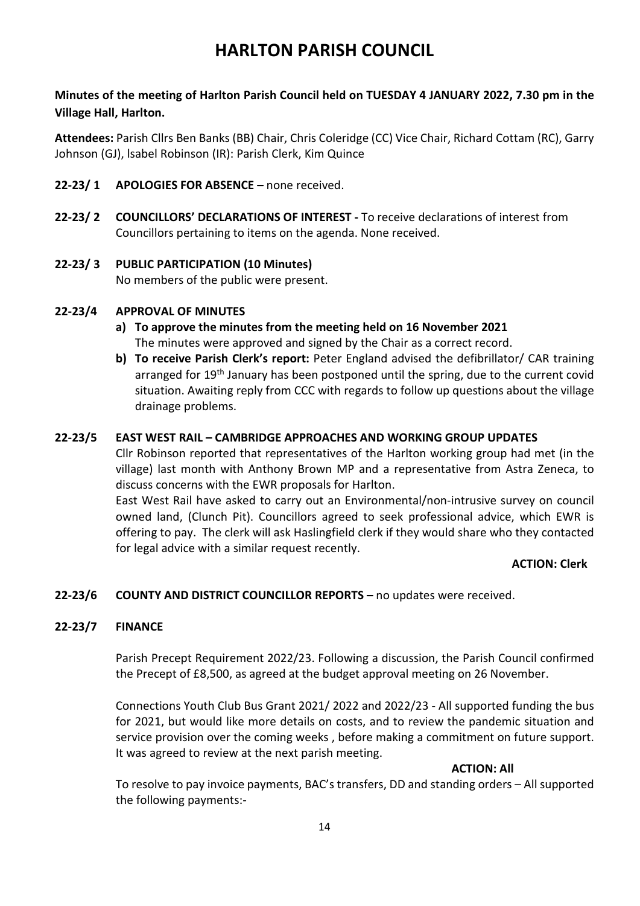# HARLTON PARISH COUNCIL

**Minutes of the meeting of Harlton Parish Council held on TUESDAY 4 JANUARY 2022, 7.30 pm in the Village Hall, Harlton.**

**Attendees:** Parish Cllrs Ben Banks (BB) Chair, Chris Coleridge (CC) Vice Chair, Richard Cottam (RC), Garry Johnson (GJ), lsabel Robinson (IR): Parish Clerk, Kim Quince

**22-23/ 1 APOLOGIES FOR ABSENCE –** none received.

**22-23/ 2 COUNCILLORS' DECLARATIONS OF INTEREST -** To receive declarations of interest from Councillors pertaining to items on the agenda. None received.

**22-23/ 3 PUBLIC PARTICIPATION (10 Minutes)**
No members of the public were present.

**22-23/4 APPROVAL OF MINUTES**

a) **To approve the minutes from the meeting held on 16 November 2021**
The minutes were approved and signed by the Chair as a correct record.

b) **To receive Parish Clerk's report:** Peter England advised the defibrillator/ CAR training arranged for 19th January has been postponed until the spring, due to the current covid situation. Awaiting reply from CCC with regards to follow up questions about the village drainage problems.

**22-23/5 EAST WEST RAIL – CAMBRIDGE APPROACHES AND WORKING GROUP UPDATES**

Cllr Robinson reported that representatives of the Harlton working group had met (in the village) last month with Anthony Brown MP and a representative from Astra Zeneca, to discuss concerns with the EWR proposals for Harlton.

East West Rail have asked to carry out an Environmental/non-intrusive survey on council owned land, (Clunch Pit). Councillors agreed to seek professional advice, which EWR is offering to pay. The clerk will ask Haslingfield clerk if they would share who they contacted for legal advice with a similar request recently.

**ACTION: Clerk**

**22-23/6 COUNTY AND DISTRICT COUNCILLOR REPORTS –** no updates were received.

**22-23/7 FINANCE**

Parish Precept Requirement 2022/23. Following a discussion, the Parish Council confirmed the Precept of £8,500, as agreed at the budget approval meeting on 26 November.

Connections Youth Club Bus Grant 2021/ 2022 and 2022/23 - All supported funding the bus for 2021, but would like more details on costs, and to review the pandemic situation and service provision over the coming weeks , before making a commitment on future support. It was agreed to review at the next parish meeting.

**ACTION: All**

To resolve to pay invoice payments, BAC's transfers, DD and standing orders – All supported the following payments:-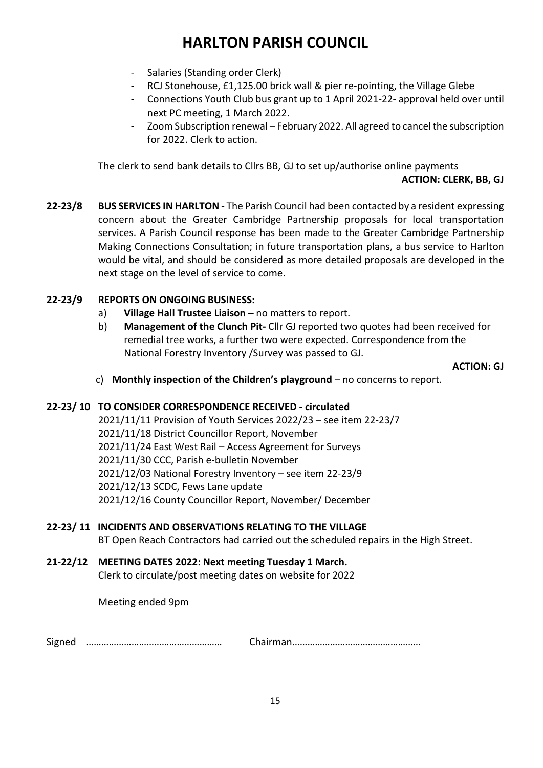# HARLTON PARISH COUNCIL

- Salaries (Standing order Clerk)
- RCJ Stonehouse, £1,125.00 brick wall & pier re-pointing, the Village Glebe
- Connections Youth Club bus grant up to 1 April 2021-22- approval held over until next PC meeting, 1 March 2022.
- Zoom Subscription renewal – February 2022. All agreed to cancel the subscription for 2022. Clerk to action.

The clerk to send bank details to Cllrs BB, GJ to set up/authorise online payments

**ACTION: CLERK, BB, GJ**

**22-23/8 BUS SERVICES IN HARLTON -** The Parish Council had been contacted by a resident expressing concern about the Greater Cambridge Partnership proposals for local transportation services. A Parish Council response has been made to the Greater Cambridge Partnership Making Connections Consultation; in future transportation plans, a bus service to Harlton would be vital, and should be considered as more detailed proposals are developed in the next stage on the level of service to come.

**22-23/9 REPORTS ON ONGOING BUSINESS:**

a) **Village Hall Trustee Liaison –** no matters to report.

b) **Management of the Clunch Pit-** Cllr GJ reported two quotes had been received for remedial tree works, a further two were expected. Correspondence from the National Forestry Inventory /Survey was passed to GJ.

**ACTION: GJ**

c) **Monthly inspection of the Children's playground** – no concerns to report.

**22-23/ 10 TO CONSIDER CORRESPONDENCE RECEIVED - circulated**

2021/11/11 Provision of Youth Services 2022/23 – see item 22-23/7
2021/11/18 District Councillor Report, November
2021/11/24 East West Rail – Access Agreement for Surveys
2021/11/30 CCC, Parish e-bulletin November
2021/12/03 National Forestry Inventory – see item 22-23/9
2021/12/13 SCDC, Fews Lane update
2021/12/16 County Councillor Report, November/ December

**22-23/ 11 INCIDENTS AND OBSERVATIONS RELATING TO THE VILLAGE**

BT Open Reach Contractors had carried out the scheduled repairs in the High Street.

**21-22/12 MEETING DATES 2022: Next meeting Tuesday 1 March.**

Clerk to circulate/post meeting dates on website for 2022

Meeting ended 9pm

Signed …………………………………………… Chairman…………………………………………